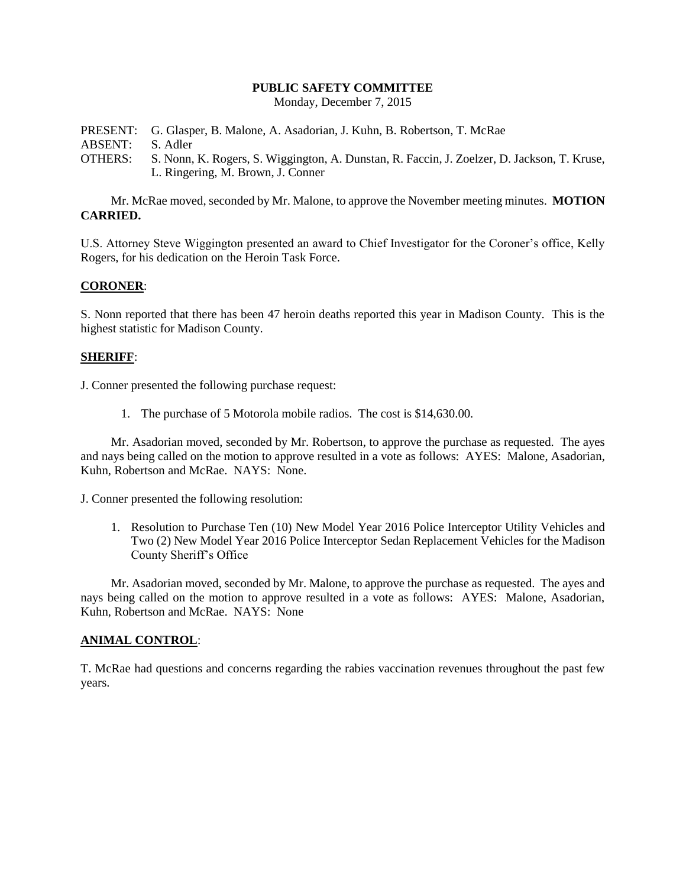# PUBLIC SAFETY COMMITTEE

Monday, December 7, 2015

PRESENT: G. Glasper, B. Malone, A. Asadorian, J. Kuhn, B. Robertson, T. McRae
ABSENT: S. Adler
OTHERS: S. Nonn, K. Rogers, S. Wiggington, A. Dunstan, R. Faccin, J. Zoelzer, D. Jackson, T. Kruse, L. Ringering, M. Brown, J. Conner

Mr. McRae moved, seconded by Mr. Malone, to approve the November meeting minutes. **MOTION CARRIED.**

U.S. Attorney Steve Wiggington presented an award to Chief Investigator for the Coroner's office, Kelly Rogers, for his dedication on the Heroin Task Force.

## CORONER:

S. Nonn reported that there has been 47 heroin deaths reported this year in Madison County. This is the highest statistic for Madison County.

## SHERIFF:

J. Conner presented the following purchase request:

1. The purchase of 5 Motorola mobile radios. The cost is $14,630.00.

Mr. Asadorian moved, seconded by Mr. Robertson, to approve the purchase as requested. The ayes and nays being called on the motion to approve resulted in a vote as follows: AYES: Malone, Asadorian, Kuhn, Robertson and McRae. NAYS: None.

J. Conner presented the following resolution:

1. Resolution to Purchase Ten (10) New Model Year 2016 Police Interceptor Utility Vehicles and Two (2) New Model Year 2016 Police Interceptor Sedan Replacement Vehicles for the Madison County Sheriff's Office

Mr. Asadorian moved, seconded by Mr. Malone, to approve the purchase as requested. The ayes and nays being called on the motion to approve resulted in a vote as follows: AYES: Malone, Asadorian, Kuhn, Robertson and McRae. NAYS: None

## ANIMAL CONTROL:

T. McRae had questions and concerns regarding the rabies vaccination revenues throughout the past few years.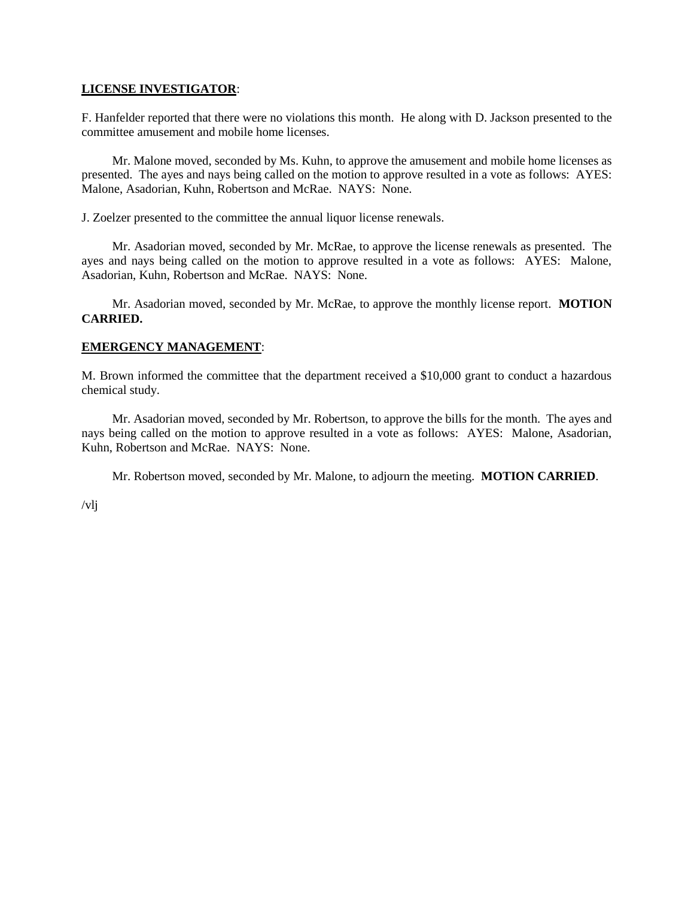**LICENSE INVESTIGATOR**:

F. Hanfelder reported that there were no violations this month. He along with D. Jackson presented to the committee amusement and mobile home licenses.

Mr. Malone moved, seconded by Ms. Kuhn, to approve the amusement and mobile home licenses as presented. The ayes and nays being called on the motion to approve resulted in a vote as follows: AYES: Malone, Asadorian, Kuhn, Robertson and McRae. NAYS: None.

J. Zoelzer presented to the committee the annual liquor license renewals.

Mr. Asadorian moved, seconded by Mr. McRae, to approve the license renewals as presented. The ayes and nays being called on the motion to approve resulted in a vote as follows: AYES: Malone, Asadorian, Kuhn, Robertson and McRae. NAYS: None.

Mr. Asadorian moved, seconded by Mr. McRae, to approve the monthly license report. **MOTION CARRIED.**

**EMERGENCY MANAGEMENT**:

M. Brown informed the committee that the department received a $10,000 grant to conduct a hazardous chemical study.

Mr. Asadorian moved, seconded by Mr. Robertson, to approve the bills for the month. The ayes and nays being called on the motion to approve resulted in a vote as follows: AYES: Malone, Asadorian, Kuhn, Robertson and McRae. NAYS: None.

Mr. Robertson moved, seconded by Mr. Malone, to adjourn the meeting. **MOTION CARRIED**.

/vlj